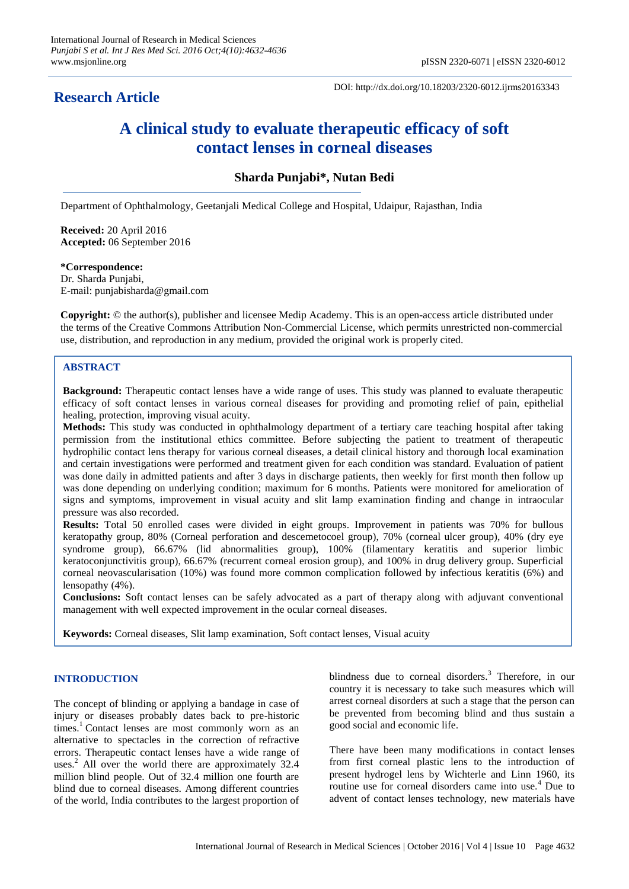**Research Article**

DOI: http://dx.doi.org/10.18203/2320-6012.ijrms20163343

# A clinical study to evaluate therapeutic efficacy of soft contact lenses in corneal diseases

**Sharda Punjabi\*, Nutan Bedi**

Department of Ophthalmology, Geetanjali Medical College and Hospital, Udaipur, Rajasthan, India

**Received:** 20 April 2016
**Accepted:** 06 September 2016

**\*Correspondence:**
Dr. Sharda Punjabi,
E-mail: punjabisharda@gmail.com

**Copyright:** © the author(s), publisher and licensee Medip Academy. This is an open-access article distributed under the terms of the Creative Commons Attribution Non-Commercial License, which permits unrestricted non-commercial use, distribution, and reproduction in any medium, provided the original work is properly cited.

## ABSTRACT

**Background:** Therapeutic contact lenses have a wide range of uses. This study was planned to evaluate therapeutic efficacy of soft contact lenses in various corneal diseases for providing and promoting relief of pain, epithelial healing, protection, improving visual acuity.

**Methods:** This study was conducted in ophthalmology department of a tertiary care teaching hospital after taking permission from the institutional ethics committee. Before subjecting the patient to treatment of therapeutic hydrophilic contact lens therapy for various corneal diseases, a detail clinical history and thorough local examination and certain investigations were performed and treatment given for each condition was standard. Evaluation of patient was done daily in admitted patients and after 3 days in discharge patients, then weekly for first month then follow up was done depending on underlying condition; maximum for 6 months. Patients were monitored for amelioration of signs and symptoms, improvement in visual acuity and slit lamp examination finding and change in intraocular pressure was also recorded.

**Results:** Total 50 enrolled cases were divided in eight groups. Improvement in patients was 70% for bullous keratopathy group, 80% (Corneal perforation and descemetocoel group), 70% (corneal ulcer group), 40% (dry eye syndrome group), 66.67% (lid abnormalities group), 100% (filamentary keratitis and superior limbic keratoconjunctivitis group), 66.67% (recurrent corneal erosion group), and 100% in drug delivery group. Superficial corneal neovascularisation (10%) was found more common complication followed by infectious keratitis (6%) and lensopathy (4%).

**Conclusions:** Soft contact lenses can be safely advocated as a part of therapy along with adjuvant conventional management with well expected improvement in the ocular corneal diseases.

**Keywords:** Corneal diseases, Slit lamp examination, Soft contact lenses, Visual acuity

## INTRODUCTION

The concept of blinding or applying a bandage in case of injury or diseases probably dates back to pre-historic times.[1] Contact lenses are most commonly worn as an alternative to spectacles in the correction of refractive errors. Therapeutic contact lenses have a wide range of uses.[2] All over the world there are approximately 32.4 million blind people. Out of 32.4 million one fourth are blind due to corneal diseases. Among different countries of the world, India contributes to the largest proportion of blindness due to corneal disorders.[3] Therefore, in our country it is necessary to take such measures which will arrest corneal disorders at such a stage that the person can be prevented from becoming blind and thus sustain a good social and economic life.

There have been many modifications in contact lenses from first corneal plastic lens to the introduction of present hydrogel lens by Wichterle and Linn 1960, its routine use for corneal disorders came into use.[4] Due to advent of contact lenses technology, new materials have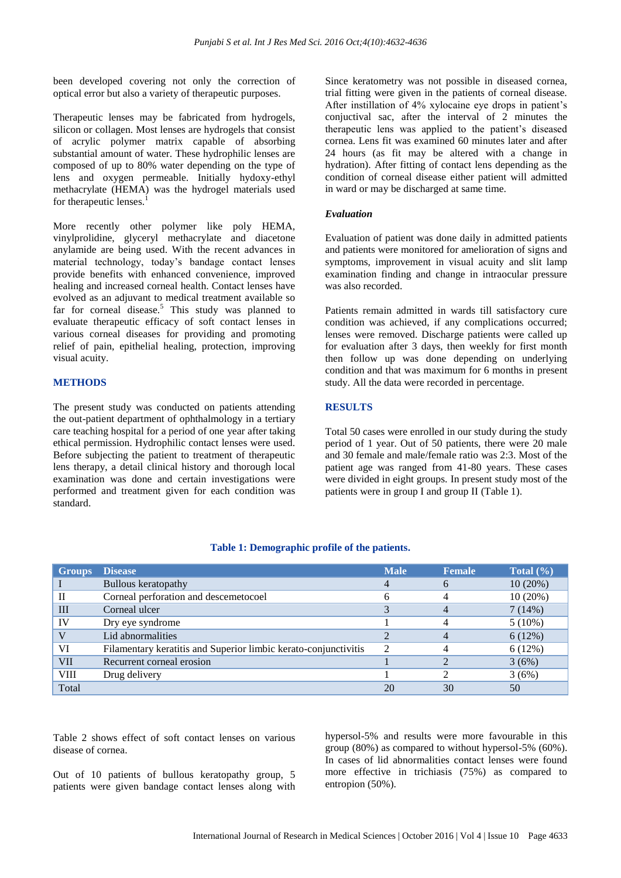been developed covering not only the correction of optical error but also a variety of therapeutic purposes.

Therapeutic lenses may be fabricated from hydrogels, silicon or collagen. Most lenses are hydrogels that consist of acrylic polymer matrix capable of absorbing substantial amount of water. These hydrophilic lenses are composed of up to 80% water depending on the type of lens and oxygen permeable. Initially hydoxy-ethyl methacrylate (HEMA) was the hydrogel materials used for therapeutic lenses.[1]

More recently other polymer like poly HEMA, vinylprolidine, glyceryl methacrylate and diacetone anylamide are being used. With the recent advances in material technology, today's bandage contact lenses provide benefits with enhanced convenience, improved healing and increased corneal health. Contact lenses have evolved as an adjuvant to medical treatment available so far for corneal disease.[5] This study was planned to evaluate therapeutic efficacy of soft contact lenses in various corneal diseases for providing and promoting relief of pain, epithelial healing, protection, improving visual acuity.

## METHODS

The present study was conducted on patients attending the out-patient department of ophthalmology in a tertiary care teaching hospital for a period of one year after taking ethical permission. Hydrophilic contact lenses were used. Before subjecting the patient to treatment of therapeutic lens therapy, a detail clinical history and thorough local examination was done and certain investigations were performed and treatment given for each condition was standard.

Since keratometry was not possible in diseased cornea, trial fitting were given in the patients of corneal disease. After instillation of 4% xylocaine eye drops in patient's conjuctival sac, after the interval of 2 minutes the therapeutic lens was applied to the patient's diseased cornea. Lens fit was examined 60 minutes later and after 24 hours (as fit may be altered with a change in hydration). After fitting of contact lens depending as the condition of corneal disease either patient will admitted in ward or may be discharged at same time.

### *Evaluation*

Evaluation of patient was done daily in admitted patients and patients were monitored for amelioration of signs and symptoms, improvement in visual acuity and slit lamp examination finding and change in intraocular pressure was also recorded.

Patients remain admitted in wards till satisfactory cure condition was achieved, if any complications occurred; lenses were removed. Discharge patients were called up for evaluation after 3 days, then weekly for first month then follow up was done depending on underlying condition and that was maximum for 6 months in present study. All the data were recorded in percentage.

## RESULTS

Total 50 cases were enrolled in our study during the study period of 1 year. Out of 50 patients, there were 20 male and 30 female and male/female ratio was 2:3. Most of the patient age was ranged from 41-80 years. These cases were divided in eight groups. In present study most of the patients were in group I and group II (Table 1).

**Table 1: Demographic profile of the patients.**

| Groups | Disease | Male | Female | Total (%) |
|---|---|---|---|---|
| I | Bullous keratopathy | 4 | 6 | 10 (20%) |
| II | Corneal perforation and descemetocoel | 6 | 4 | 10 (20%) |
| III | Corneal ulcer | 3 | 4 | 7 (14%) |
| IV | Dry eye syndrome | 1 | 4 | 5 (10%) |
| V | Lid abnormalities | 2 | 4 | 6 (12%) |
| VI | Filamentary keratitis and Superior limbic kerato-conjunctivitis | 2 | 4 | 6 (12%) |
| VII | Recurrent corneal erosion | 1 | 2 | 3 (6%) |
| VIII | Drug delivery | 1 | 2 | 3 (6%) |
| Total | | 20 | 30 | 50 |

Table 2 shows effect of soft contact lenses on various disease of cornea.

Out of 10 patients of bullous keratopathy group, 5 patients were given bandage contact lenses along with hypersol-5% and results were more favourable in this group (80%) as compared to without hypersol-5% (60%). In cases of lid abnormalities contact lenses were found more effective in trichiasis (75%) as compared to entropion (50%).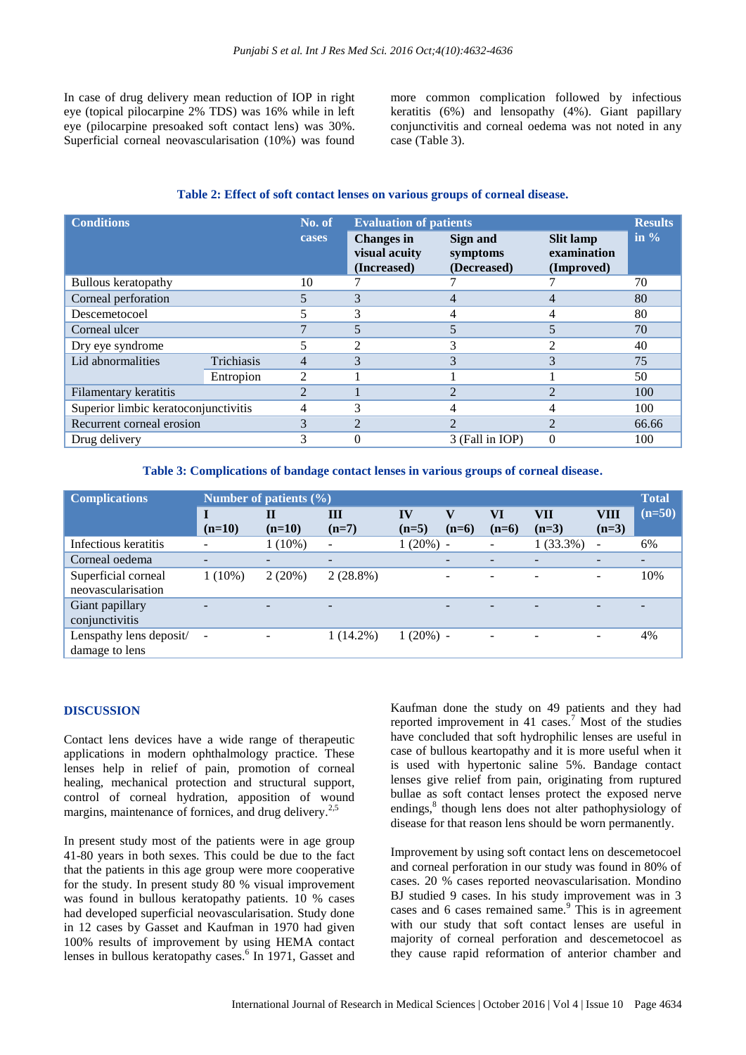In case of drug delivery mean reduction of IOP in right eye (topical pilocarpine 2% TDS) was 16% while in left eye (pilocarpine presoaked soft contact lens) was 30%. Superficial corneal neovascularisation (10%) was found more common complication followed by infectious keratitis (6%) and lensopathy (4%). Giant papillary conjunctivitis and corneal oedema was not noted in any case (Table 3).

**Table 2: Effect of soft contact lenses on various groups of corneal disease.**

| Conditions | | No. of cases | Evaluation of patients | | | Results in % |
|---|---|---|---|---|---|---|
| | | | Changes in visual acuity (Increased) | Sign and symptoms (Decreased) | Slit lamp examination (Improved) | |
| Bullous keratopathy | | 10 | 7 | 7 | 7 | 70 |
| Corneal perforation | | 5 | 3 | 4 | 4 | 80 |
| Descemetocoel | | 5 | 3 | 4 | 4 | 80 |
| Corneal ulcer | | 7 | 5 | 5 | 5 | 70 |
| Dry eye syndrome | | 5 | 2 | 3 | 2 | 40 |
| Lid abnormalities | Trichiasis | 4 | 3 | 3 | 3 | 75 |
| | Entropion | 2 | 1 | 1 | 1 | 50 |
| Filamentary keratitis | | 2 | 1 | 2 | 2 | 100 |
| Superior limbic keratoconjunctivitis | | 4 | 3 | 4 | 4 | 100 |
| Recurrent corneal erosion | | 3 | 2 | 2 | 2 | 66.66 |
| Drug delivery | | 3 | 0 | 3 (Fall in IOP) | 0 | 100 |

**Table 3: Complications of bandage contact lenses in various groups of corneal disease.**

| Complications | Number of patients (%) | | | | | | | | Total (n=50) |
|---|---|---|---|---|---|---|---|---|---|
| | I (n=10) | II (n=10) | III (n=7) | IV (n=5) | V (n=6) | VI (n=6) | VII (n=3) | VIII (n=3) | |
| Infectious keratitis | - | 1 (10%) | - | 1 (20%) | - | - | 1 (33.3%) | - | 6% |
| Corneal oedema | - | - | - | | - | - | - | - | - |
| Superficial corneal neovascularisation | 1 (10%) | 2 (20%) | 2 (28.8%) | | - | - | - | - | 10% |
| Giant papillary conjunctivitis | - | - | - | | - | - | - | - | - |
| Lenspathy lens deposit/ damage to lens | - | - | 1 (14.2%) | 1 (20%) | - | - | - | - | 4% |

## DISCUSSION

Contact lens devices have a wide range of therapeutic applications in modern ophthalmology practice. These lenses help in relief of pain, promotion of corneal healing, mechanical protection and structural support, control of corneal hydration, apposition of wound margins, maintenance of fornices, and drug delivery.[2,5]

In present study most of the patients were in age group 41-80 years in both sexes. This could be due to the fact that the patients in this age group were more cooperative for the study. In present study 80 % visual improvement was found in bullous keratopathy patients. 10 % cases had developed superficial neovascularisation. Study done in 12 cases by Gasset and Kaufman in 1970 had given 100% results of improvement by using HEMA contact lenses in bullous keratopathy cases.[6] In 1971, Gasset and Kaufman done the study on 49 patients and they had reported improvement in 41 cases.[7] Most of the studies have concluded that soft hydrophilic lenses are useful in case of bullous keartopathy and it is more useful when it is used with hypertonic saline 5%. Bandage contact lenses give relief from pain, originating from ruptured bullae as soft contact lenses protect the exposed nerve endings,[8] though lens does not alter pathophysiology of disease for that reason lens should be worn permanently.

Improvement by using soft contact lens on descemetocoel and corneal perforation in our study was found in 80% of cases. 20 % cases reported neovascularisation. Mondino BJ studied 9 cases. In his study improvement was in 3 cases and 6 cases remained same.[9] This is in agreement with our study that soft contact lenses are useful in majority of corneal perforation and descemetocoel as they cause rapid reformation of anterior chamber and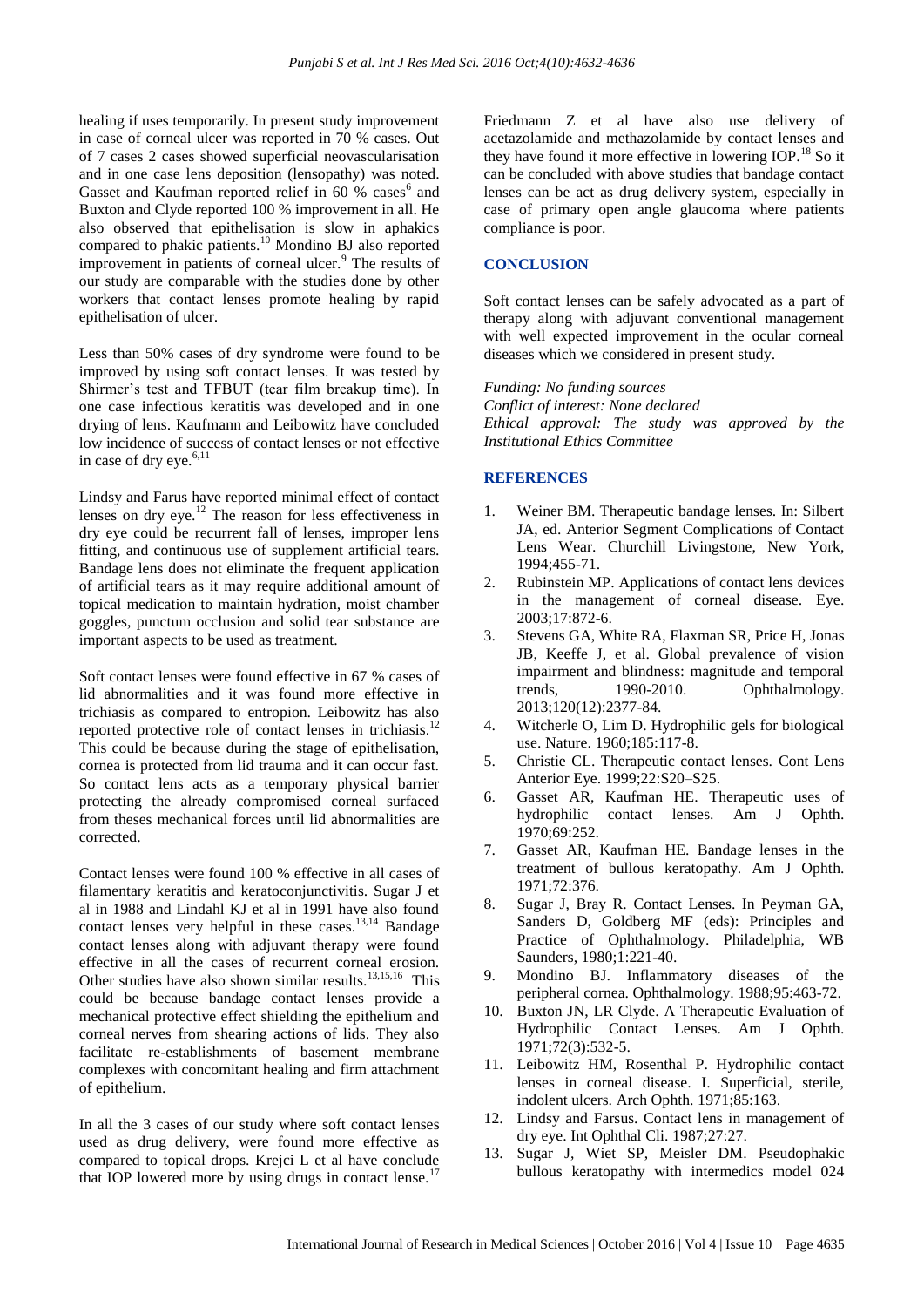healing if uses temporarily. In present study improvement in case of corneal ulcer was reported in 70 % cases. Out of 7 cases 2 cases showed superficial neovascularisation and in one case lens deposition (lensopathy) was noted. Gasset and Kaufman reported relief in 60 % cases[6] and Buxton and Clyde reported 100 % improvement in all. He also observed that epithelisation is slow in aphakics compared to phakic patients.[10] Mondino BJ also reported improvement in patients of corneal ulcer.[9] The results of our study are comparable with the studies done by other workers that contact lenses promote healing by rapid epithelisation of ulcer.

Less than 50% cases of dry syndrome were found to be improved by using soft contact lenses. It was tested by Shirmer's test and TFBUT (tear film breakup time). In one case infectious keratitis was developed and in one drying of lens. Kaufmann and Leibowitz have concluded low incidence of success of contact lenses or not effective in case of dry eye.[6,11]

Lindsy and Farus have reported minimal effect of contact lenses on dry eye.[12] The reason for less effectiveness in dry eye could be recurrent fall of lenses, improper lens fitting, and continuous use of supplement artificial tears. Bandage lens does not eliminate the frequent application of artificial tears as it may require additional amount of topical medication to maintain hydration, moist chamber goggles, punctum occlusion and solid tear substance are important aspects to be used as treatment.

Soft contact lenses were found effective in 67 % cases of lid abnormalities and it was found more effective in trichiasis as compared to entropion. Leibowitz has also reported protective role of contact lenses in trichiasis.[12] This could be because during the stage of epithelisation, cornea is protected from lid trauma and it can occur fast. So contact lens acts as a temporary physical barrier protecting the already compromised corneal surfaced from theses mechanical forces until lid abnormalities are corrected.

Contact lenses were found 100 % effective in all cases of filamentary keratitis and keratoconjunctivitis. Sugar J et al in 1988 and Lindahl KJ et al in 1991 have also found contact lenses very helpful in these cases.[13,14] Bandage contact lenses along with adjuvant therapy were found effective in all the cases of recurrent corneal erosion. Other studies have also shown similar results.[13,15,16] This could be because bandage contact lenses provide a mechanical protective effect shielding the epithelium and corneal nerves from shearing actions of lids. They also facilitate re-establishments of basement membrane complexes with concomitant healing and firm attachment of epithelium.

In all the 3 cases of our study where soft contact lenses used as drug delivery, were found more effective as compared to topical drops. Krejci L et al have conclude that IOP lowered more by using drugs in contact lense.[17]

Friedmann Z et al have also use delivery of acetazolamide and methazolamide by contact lenses and they have found it more effective in lowering IOP.[18] So it can be concluded with above studies that bandage contact lenses can be act as drug delivery system, especially in case of primary open angle glaucoma where patients compliance is poor.

## CONCLUSION

Soft contact lenses can be safely advocated as a part of therapy along with adjuvant conventional management with well expected improvement in the ocular corneal diseases which we considered in present study.

*Funding: No funding sources*
*Conflict of interest: None declared*
*Ethical approval: The study was approved by the Institutional Ethics Committee*

## REFERENCES

1. Weiner BM. Therapeutic bandage lenses. In: Silbert JA, ed. Anterior Segment Complications of Contact Lens Wear. Churchill Livingstone, New York, 1994;455-71.
2. Rubinstein MP. Applications of contact lens devices in the management of corneal disease. Eye. 2003;17:872-6.
3. Stevens GA, White RA, Flaxman SR, Price H, Jonas JB, Keeffe J, et al. Global prevalence of vision impairment and blindness: magnitude and temporal trends, 1990-2010. Ophthalmology. 2013;120(12):2377-84.
4. Witcherle O, Lim D. Hydrophilic gels for biological use. Nature. 1960;185:117-8.
5. Christie CL. Therapeutic contact lenses. Cont Lens Anterior Eye. 1999;22:S20–S25.
6. Gasset AR, Kaufman HE. Therapeutic uses of hydrophilic contact lenses. Am J Ophth. 1970;69:252.
7. Gasset AR, Kaufman HE. Bandage lenses in the treatment of bullous keratopathy. Am J Ophth. 1971;72:376.
8. Sugar J, Bray R. Contact Lenses. In Peyman GA, Sanders D, Goldberg MF (eds): Principles and Practice of Ophthalmology. Philadelphia, WB Saunders, 1980;1:221-40.
9. Mondino BJ. Inflammatory diseases of the peripheral cornea. Ophthalmology. 1988;95:463-72.
10. Buxton JN, LR Clyde. A Therapeutic Evaluation of Hydrophilic Contact Lenses. Am J Ophth. 1971;72(3):532-5.
11. Leibowitz HM, Rosenthal P. Hydrophilic contact lenses in corneal disease. I. Superficial, sterile, indolent ulcers. Arch Ophth. 1971;85:163.
12. Lindsy and Farsus. Contact lens in management of dry eye. Int Ophthal Cli. 1987;27:27.
13. Sugar J, Wiet SP, Meisler DM. Pseudophakic bullous keratopathy with intermedics model 024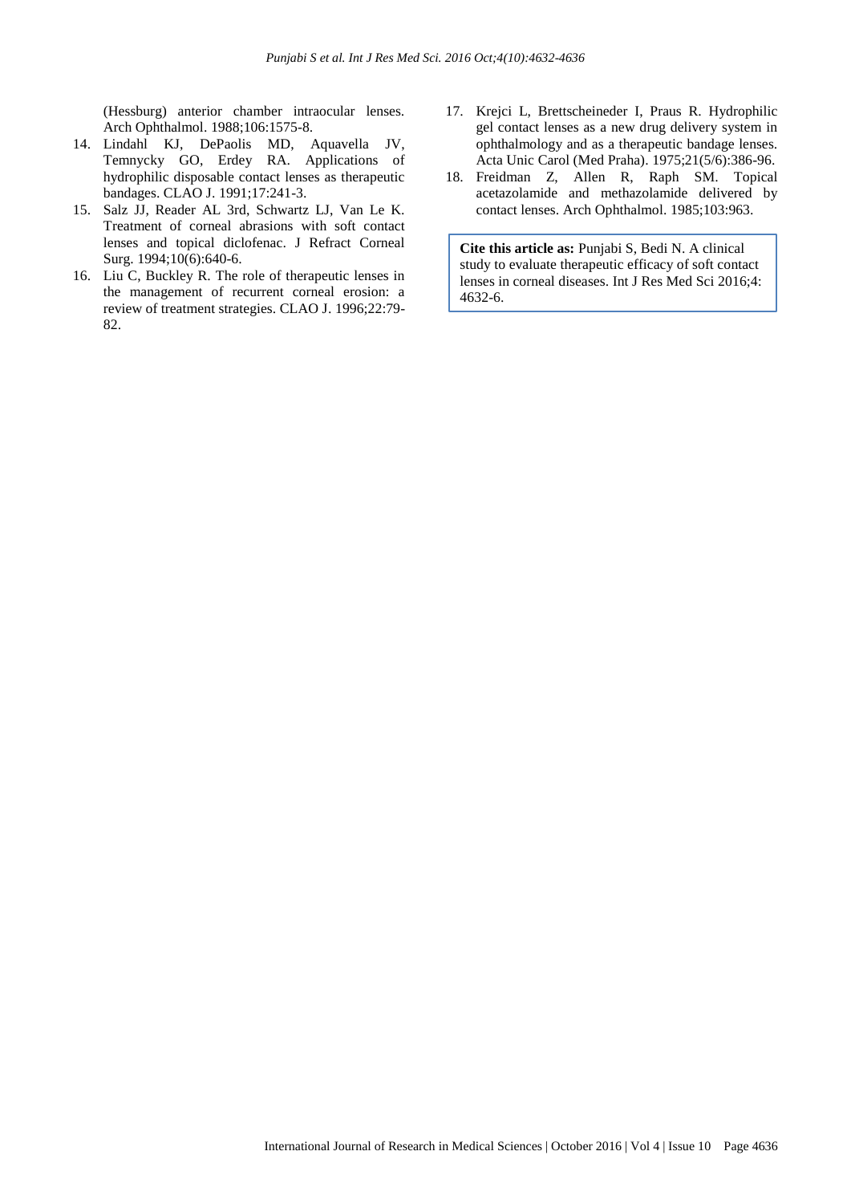(Hessburg) anterior chamber intraocular lenses. Arch Ophthalmol. 1988;106:1575-8.

14. Lindahl KJ, DePaolis MD, Aquavella JV, Temnycky GO, Erdey RA. Applications of hydrophilic disposable contact lenses as therapeutic bandages. CLAO J. 1991;17:241-3.
15. Salz JJ, Reader AL 3rd, Schwartz LJ, Van Le K. Treatment of corneal abrasions with soft contact lenses and topical diclofenac. J Refract Corneal Surg. 1994;10(6):640-6.
16. Liu C, Buckley R. The role of therapeutic lenses in the management of recurrent corneal erosion: a review of treatment strategies. CLAO J. 1996;22:79-82.
17. Krejci L, Brettscheineder I, Praus R. Hydrophilic gel contact lenses as a new drug delivery system in ophthalmology and as a therapeutic bandage lenses. Acta Unic Carol (Med Praha). 1975;21(5/6):386-96.
18. Freidman Z, Allen R, Raph SM. Topical acetazolamide and methazolamide delivered by contact lenses. Arch Ophthalmol. 1985;103:963.

**Cite this article as:** Punjabi S, Bedi N. A clinical study to evaluate therapeutic efficacy of soft contact lenses in corneal diseases. Int J Res Med Sci 2016;4: 4632-6.